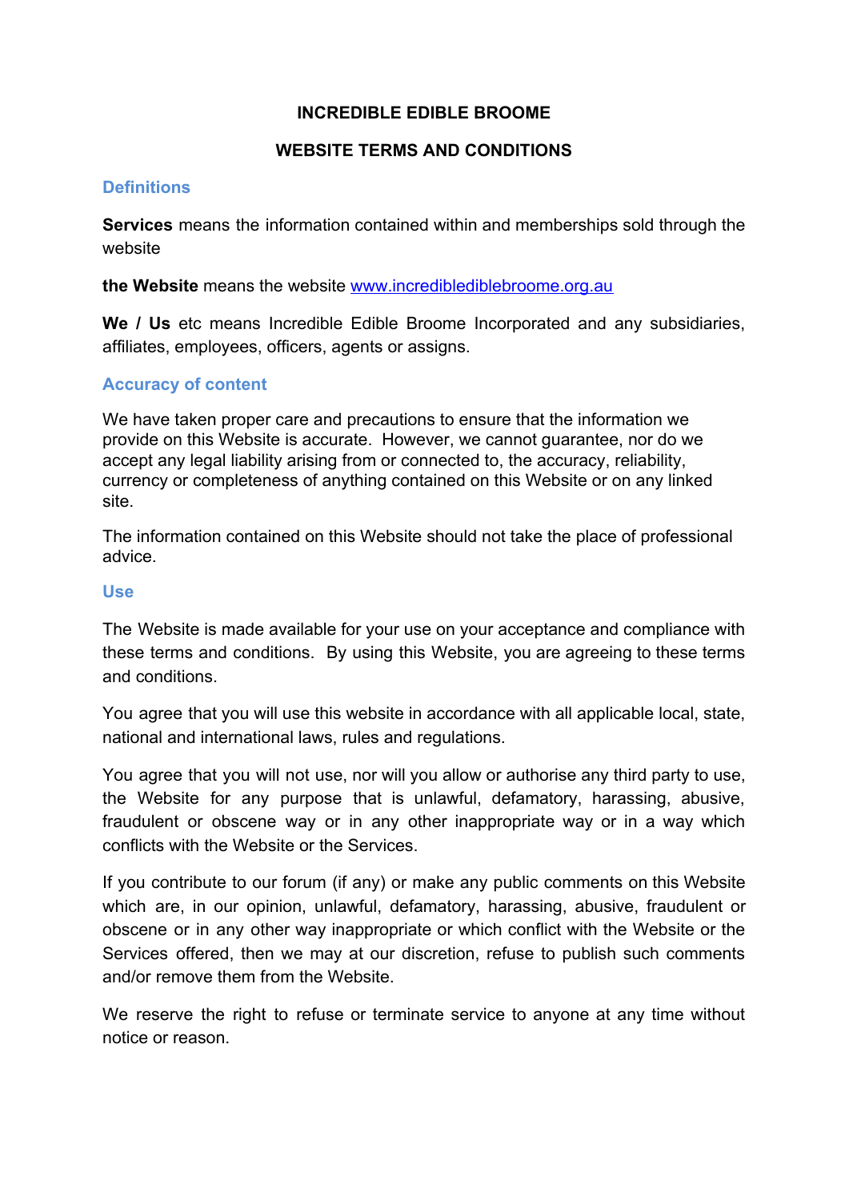# INCREDIBLE EDIBLE BROOME

## WEBSITE TERMS AND CONDITIONS

### Definitions

**Services** means the information contained within and memberships sold through the website

**the Website** means the website [www.incrediblediblebroome.org.au](http://www.incrediblediblebroome.org.au)

**We / Us** etc means Incredible Edible Broome Incorporated and any subsidiaries, affiliates, employees, officers, agents or assigns.

### Accuracy of content

We have taken proper care and precautions to ensure that the information we provide on this Website is accurate. However, we cannot guarantee, nor do we accept any legal liability arising from or connected to, the accuracy, reliability, currency or completeness of anything contained on this Website or on any linked site.

The information contained on this Website should not take the place of professional advice.

### Use

The Website is made available for your use on your acceptance and compliance with these terms and conditions. By using this Website, you are agreeing to these terms and conditions.

You agree that you will use this website in accordance with all applicable local, state, national and international laws, rules and regulations.

You agree that you will not use, nor will you allow or authorise any third party to use, the Website for any purpose that is unlawful, defamatory, harassing, abusive, fraudulent or obscene way or in any other inappropriate way or in a way which conflicts with the Website or the Services.

If you contribute to our forum (if any) or make any public comments on this Website which are, in our opinion, unlawful, defamatory, harassing, abusive, fraudulent or obscene or in any other way inappropriate or which conflict with the Website or the Services offered, then we may at our discretion, refuse to publish such comments and/or remove them from the Website.

We reserve the right to refuse or terminate service to anyone at any time without notice or reason.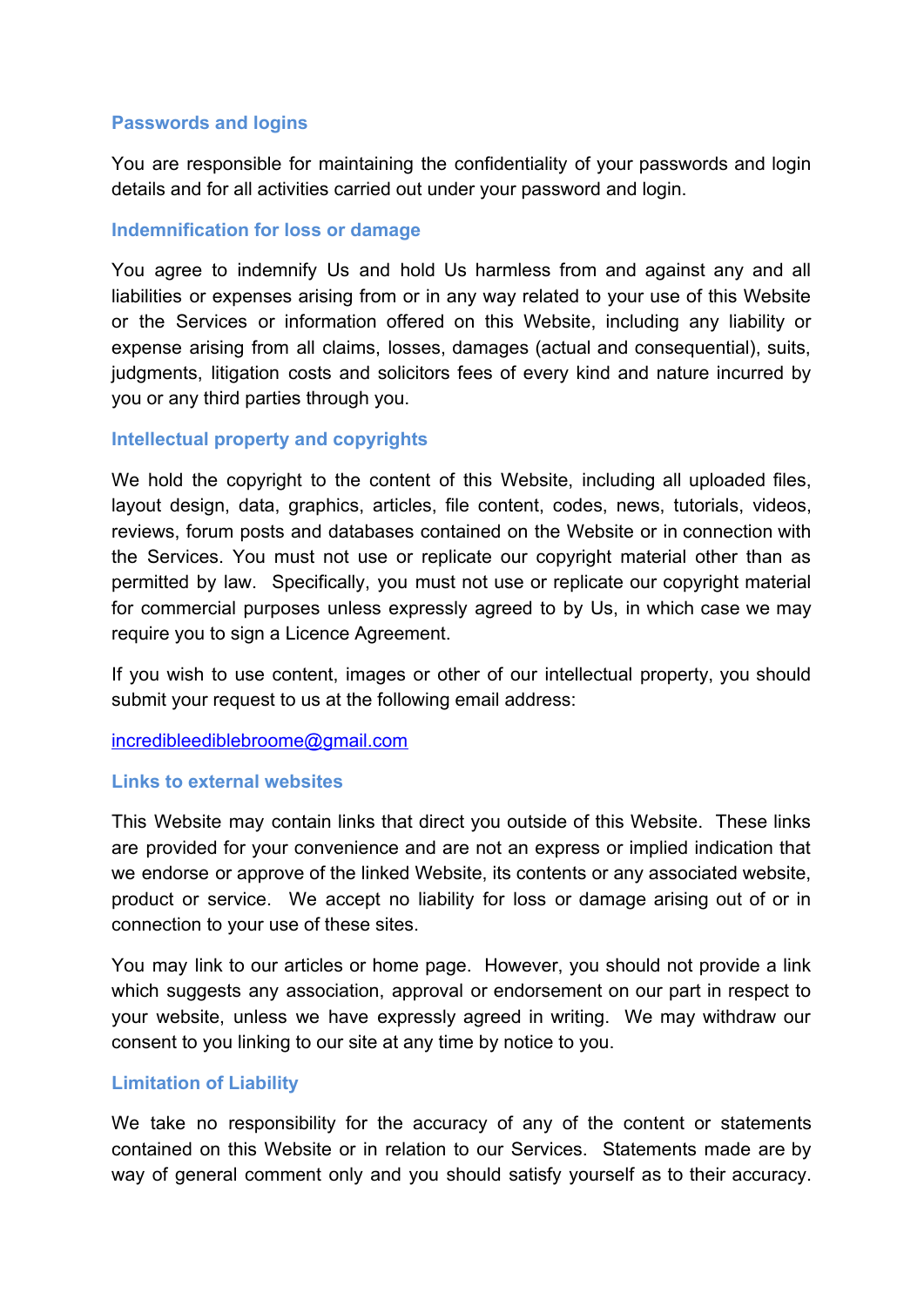## Passwords and logins

You are responsible for maintaining the confidentiality of your passwords and login details and for all activities carried out under your password and login.

## Indemnification for loss or damage

You agree to indemnify Us and hold Us harmless from and against any and all liabilities or expenses arising from or in any way related to your use of this Website or the Services or information offered on this Website, including any liability or expense arising from all claims, losses, damages (actual and consequential), suits, judgments, litigation costs and solicitors fees of every kind and nature incurred by you or any third parties through you.

## Intellectual property and copyrights

We hold the copyright to the content of this Website, including all uploaded files, layout design, data, graphics, articles, file content, codes, news, tutorials, videos, reviews, forum posts and databases contained on the Website or in connection with the Services. You must not use or replicate our copyright material other than as permitted by law. Specifically, you must not use or replicate our copyright material for commercial purposes unless expressly agreed to by Us, in which case we may require you to sign a Licence Agreement.

If you wish to use content, images or other of our intellectual property, you should submit your request to us at the following email address:

incredibleediblebroome@gmail.com

## Links to external websites

This Website may contain links that direct you outside of this Website. These links are provided for your convenience and are not an express or implied indication that we endorse or approve of the linked Website, its contents or any associated website, product or service. We accept no liability for loss or damage arising out of or in connection to your use of these sites.

You may link to our articles or home page. However, you should not provide a link which suggests any association, approval or endorsement on our part in respect to your website, unless we have expressly agreed in writing. We may withdraw our consent to you linking to our site at any time by notice to you.

## Limitation of Liability

We take no responsibility for the accuracy of any of the content or statements contained on this Website or in relation to our Services. Statements made are by way of general comment only and you should satisfy yourself as to their accuracy.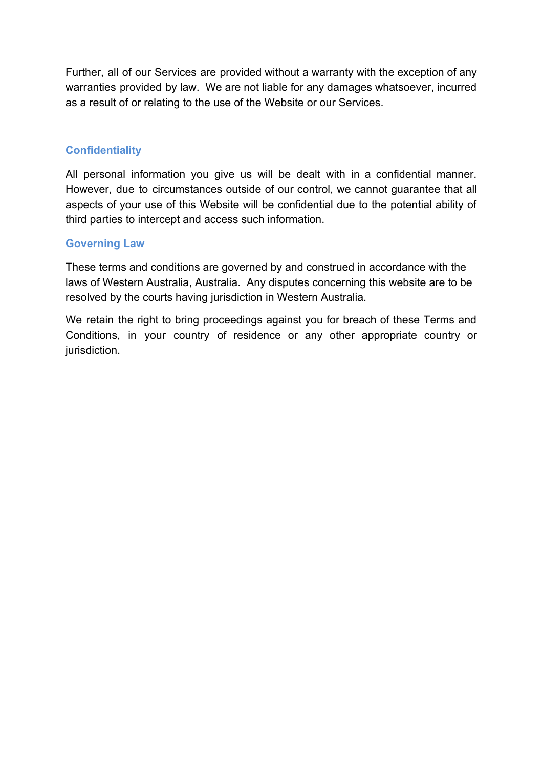Further, all of our Services are provided without a warranty with the exception of any warranties provided by law. We are not liable for any damages whatsoever, incurred as a result of or relating to the use of the Website or our Services.

## Confidentiality

All personal information you give us will be dealt with in a confidential manner. However, due to circumstances outside of our control, we cannot guarantee that all aspects of your use of this Website will be confidential due to the potential ability of third parties to intercept and access such information.

## Governing Law

These terms and conditions are governed by and construed in accordance with the laws of Western Australia, Australia. Any disputes concerning this website are to be resolved by the courts having jurisdiction in Western Australia.

We retain the right to bring proceedings against you for breach of these Terms and Conditions, in your country of residence or any other appropriate country or jurisdiction.